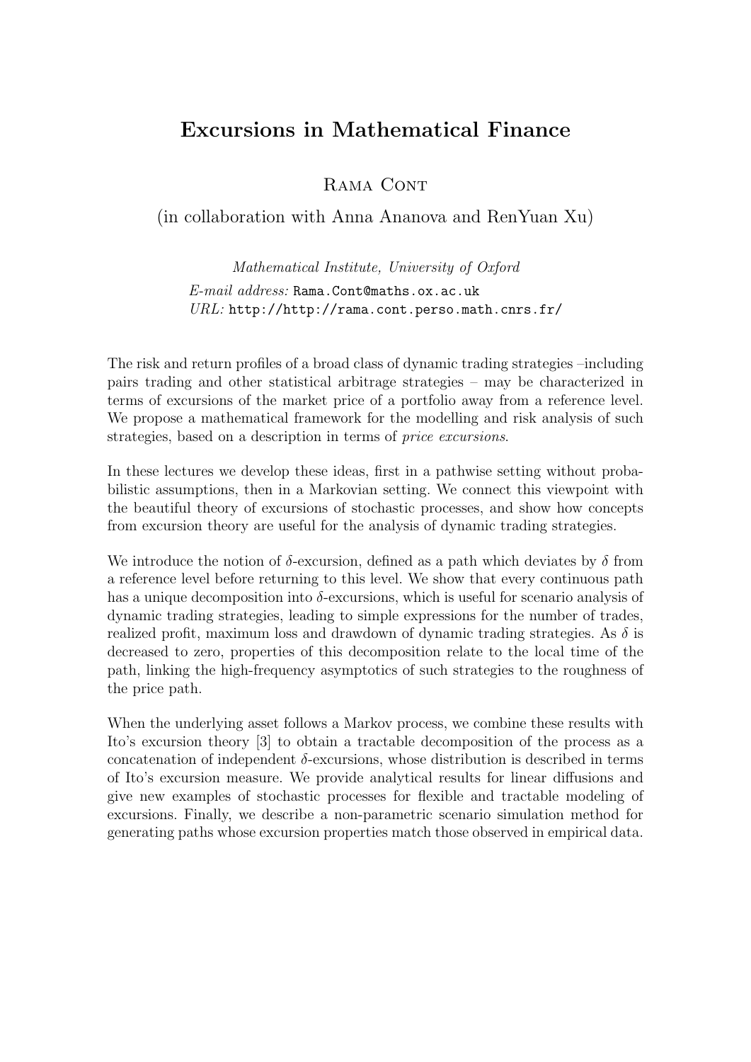# Excursions in Mathematical Finance

Rama Cont

(in collaboration with Anna Ananova and RenYuan Xu)

*Mathematical Institute, University of Oxford*

*E-mail address:* Rama.Cont@maths.ox.ac.uk

*URL:* http://http://rama.cont.perso.math.cnrs.fr/

The risk and return profiles of a broad class of dynamic trading strategies –including pairs trading and other statistical arbitrage strategies – may be characterized in terms of excursions of the market price of a portfolio away from a reference level. We propose a mathematical framework for the modelling and risk analysis of such strategies, based on a description in terms of *price excursions*.

In these lectures we develop these ideas, first in a pathwise setting without probabilistic assumptions, then in a Markovian setting. We connect this viewpoint with the beautiful theory of excursions of stochastic processes, and show how concepts from excursion theory are useful for the analysis of dynamic trading strategies.

We introduce the notion of $\delta$-excursion, defined as a path which deviates by $\delta$ from a reference level before returning to this level. We show that every continuous path has a unique decomposition into $\delta$-excursions, which is useful for scenario analysis of dynamic trading strategies, leading to simple expressions for the number of trades, realized profit, maximum loss and drawdown of dynamic trading strategies. As $\delta$ is decreased to zero, properties of this decomposition relate to the local time of the path, linking the high-frequency asymptotics of such strategies to the roughness of the price path.

When the underlying asset follows a Markov process, we combine these results with Ito's excursion theory [3] to obtain a tractable decomposition of the process as a concatenation of independent $\delta$-excursions, whose distribution is described in terms of Ito's excursion measure. We provide analytical results for linear diffusions and give new examples of stochastic processes for flexible and tractable modeling of excursions. Finally, we describe a non-parametric scenario simulation method for generating paths whose excursion properties match those observed in empirical data.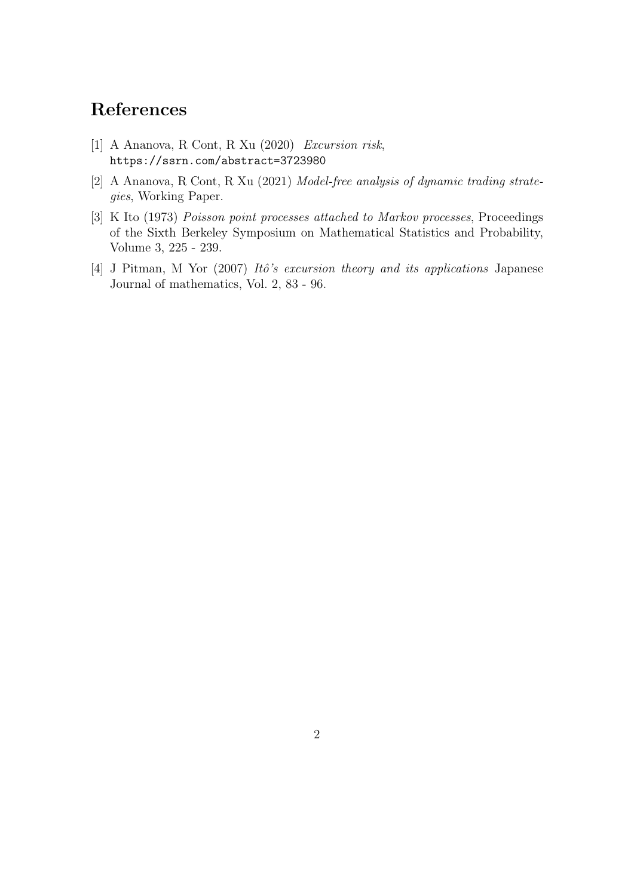## References

[1] A Ananova, R Cont, R Xu (2020) *Excursion risk*, https://ssrn.com/abstract=3723980

[2] A Ananova, R Cont, R Xu (2021) *Model-free analysis of dynamic trading strategies*, Working Paper.

[3] K Ito (1973) *Poisson point processes attached to Markov processes*, Proceedings of the Sixth Berkeley Symposium on Mathematical Statistics and Probability, Volume 3, 225 - 239.

[4] J Pitman, M Yor (2007) *Itô's excursion theory and its applications* Japanese Journal of mathematics, Vol. 2, 83 - 96.